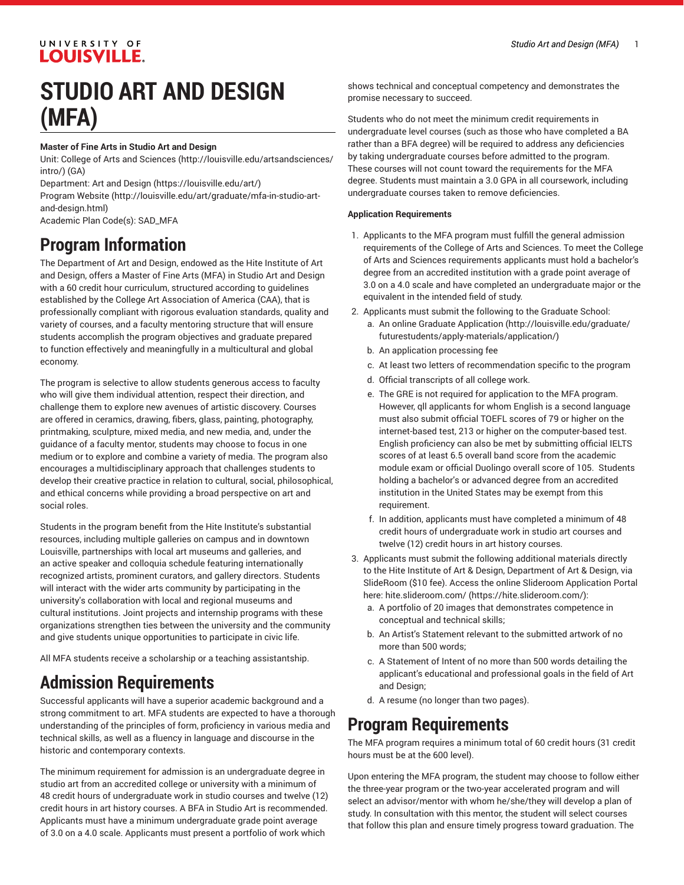# STUDIO ART AND DESIGN (MFA)

**Master of Fine Arts in Studio Art and Design**

Unit: College of Arts and Sciences (http://louisville.edu/artsandsciences/intro/) (GA)

Department: Art and Design (https://louisville.edu/art/)

Program Website (http://louisville.edu/art/graduate/mfa-in-studio-art-and-design.html)

Academic Plan Code(s): SAD_MFA

## Program Information

The Department of Art and Design, endowed as the Hite Institute of Art and Design, offers a Master of Fine Arts (MFA) in Studio Art and Design with a 60 credit hour curriculum, structured according to guidelines established by the College Art Association of America (CAA), that is professionally compliant with rigorous evaluation standards, quality and variety of courses, and a faculty mentoring structure that will ensure students accomplish the program objectives and graduate prepared to function effectively and meaningfully in a multicultural and global economy.

The program is selective to allow students generous access to faculty who will give them individual attention, respect their direction, and challenge them to explore new avenues of artistic discovery. Courses are offered in ceramics, drawing, fibers, glass, painting, photography, printmaking, sculpture, mixed media, and new media, and, under the guidance of a faculty mentor, students may choose to focus in one medium or to explore and combine a variety of media. The program also encourages a multidisciplinary approach that challenges students to develop their creative practice in relation to cultural, social, philosophical, and ethical concerns while providing a broad perspective on art and social roles.

Students in the program benefit from the Hite Institute's substantial resources, including multiple galleries on campus and in downtown Louisville, partnerships with local art museums and galleries, and an active speaker and colloquia schedule featuring internationally recognized artists, prominent curators, and gallery directors. Students will interact with the wider arts community by participating in the university's collaboration with local and regional museums and cultural institutions. Joint projects and internship programs with these organizations strengthen ties between the university and the community and give students unique opportunities to participate in civic life.

All MFA students receive a scholarship or a teaching assistantship.

## Admission Requirements

Successful applicants will have a superior academic background and a strong commitment to art. MFA students are expected to have a thorough understanding of the principles of form, proficiency in various media and technical skills, as well as a fluency in language and discourse in the historic and contemporary contexts.

The minimum requirement for admission is an undergraduate degree in studio art from an accredited college or university with a minimum of 48 credit hours of undergraduate work in studio courses and twelve (12) credit hours in art history courses. A BFA in Studio Art is recommended. Applicants must have a minimum undergraduate grade point average of 3.0 on a 4.0 scale. Applicants must present a portfolio of work which shows technical and conceptual competency and demonstrates the promise necessary to succeed.

Students who do not meet the minimum credit requirements in undergraduate level courses (such as those who have completed a BA rather than a BFA degree) will be required to address any deficiencies by taking undergraduate courses before admitted to the program. These courses will not count toward the requirements for the MFA degree. Students must maintain a 3.0 GPA in all coursework, including undergraduate courses taken to remove deficiencies.

**Application Requirements**

1. Applicants to the MFA program must fulfill the general admission requirements of the College of Arts and Sciences. To meet the College of Arts and Sciences requirements applicants must hold a bachelor's degree from an accredited institution with a grade point average of 3.0 on a 4.0 scale and have completed an undergraduate major or the equivalent in the intended field of study.
2. Applicants must submit the following to the Graduate School:
   a. An online Graduate Application (http://louisville.edu/graduate/futurestudents/apply-materials/application/)
   b. An application processing fee
   c. At least two letters of recommendation specific to the program
   d. Official transcripts of all college work.
   e. The GRE is not required for application to the MFA program. However, qll applicants for whom English is a second language must also submit official TOEFL scores of 79 or higher on the internet-based test, 213 or higher on the computer-based test. English proficiency can also be met by submitting official IELTS scores of at least 6.5 overall band score from the academic module exam or official Duolingo overall score of 105. Students holding a bachelor's or advanced degree from an accredited institution in the United States may be exempt from this requirement.
   f. In addition, applicants must have completed a minimum of 48 credit hours of undergraduate work in studio art courses and twelve (12) credit hours in art history courses.
3. Applicants must submit the following additional materials directly to the Hite Institute of Art & Design, Department of Art & Design, via SlideRoom ($10 fee). Access the online Slideroom Application Portal here: hite.slideroom.com/ (https://hite.slideroom.com/):
   a. A portfolio of 20 images that demonstrates competence in conceptual and technical skills;
   b. An Artist's Statement relevant to the submitted artwork of no more than 500 words;
   c. A Statement of Intent of no more than 500 words detailing the applicant's educational and professional goals in the field of Art and Design;
   d. A resume (no longer than two pages).

## Program Requirements

The MFA program requires a minimum total of 60 credit hours (31 credit hours must be at the 600 level).

Upon entering the MFA program, the student may choose to follow either the three-year program or the two-year accelerated program and will select an advisor/mentor with whom he/she/they will develop a plan of study. In consultation with this mentor, the student will select courses that follow this plan and ensure timely progress toward graduation. The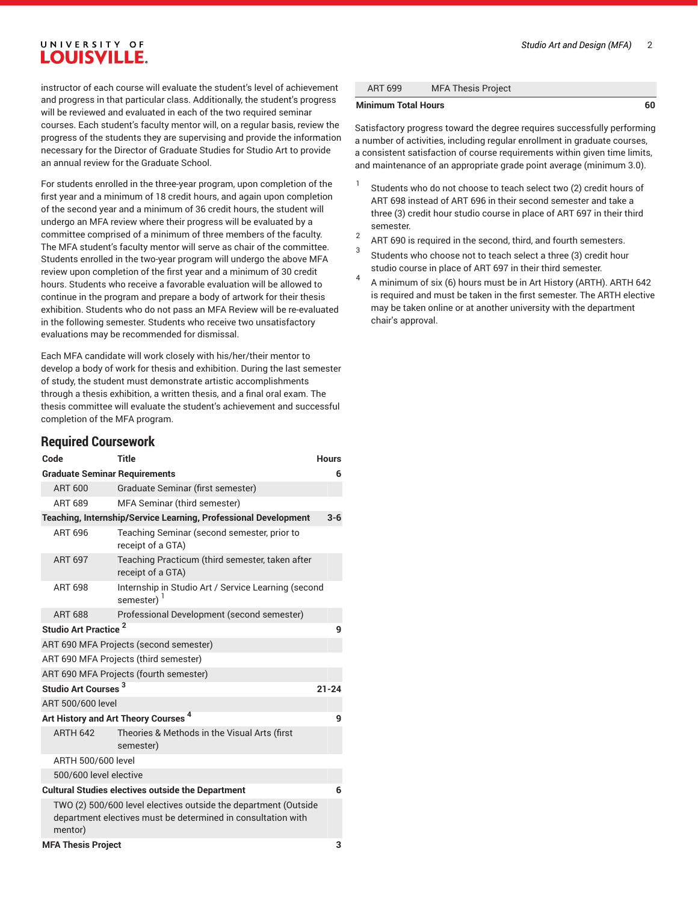instructor of each course will evaluate the student's level of achievement and progress in that particular class. Additionally, the student's progress will be reviewed and evaluated in each of the two required seminar courses. Each student's faculty mentor will, on a regular basis, review the progress of the students they are supervising and provide the information necessary for the Director of Graduate Studies for Studio Art to provide an annual review for the Graduate School.

For students enrolled in the three-year program, upon completion of the first year and a minimum of 18 credit hours, and again upon completion of the second year and a minimum of 36 credit hours, the student will undergo an MFA review where their progress will be evaluated by a committee comprised of a minimum of three members of the faculty. The MFA student's faculty mentor will serve as chair of the committee. Students enrolled in the two-year program will undergo the above MFA review upon completion of the first year and a minimum of 30 credit hours. Students who receive a favorable evaluation will be allowed to continue in the program and prepare a body of artwork for their thesis exhibition. Students who do not pass an MFA Review will be re-evaluated in the following semester. Students who receive two unsatisfactory evaluations may be recommended for dismissal.

Each MFA candidate will work closely with his/her/their mentor to develop a body of work for thesis and exhibition. During the last semester of study, the student must demonstrate artistic accomplishments through a thesis exhibition, a written thesis, and a final oral exam. The thesis committee will evaluate the student's achievement and successful completion of the MFA program.

## Required Coursework

| Code | Title | Hours |
|---|---|---|
| **Graduate Seminar Requirements** | | **6** |
| ART 600 | Graduate Seminar (first semester) | |
| ART 689 | MFA Seminar (third semester) | |
| **Teaching, Internship/Service Learning, Professional Development** | | **3-6** |
| ART 696 | Teaching Seminar (second semester, prior to receipt of a GTA) | |
| ART 697 | Teaching Practicum (third semester, taken after receipt of a GTA) | |
| ART 698 | Internship in Studio Art / Service Learning (second semester) [1] | |
| ART 688 | Professional Development (second semester) | |
| **Studio Art Practice** [2] | | **9** |
| ART 690 MFA Projects (second semester) | | |
| ART 690 MFA Projects (third semester) | | |
| ART 690 MFA Projects (fourth semester) | | |
| **Studio Art Courses** [3] | | **21-24** |
| ART 500/600 level | | |
| **Art History and Art Theory Courses** [4] | | **9** |
| ARTH 642 | Theories & Methods in the Visual Arts (first semester) | |
| ARTH 500/600 level | | |
| 500/600 level elective | | |
| **Cultural Studies electives outside the Department** | | **6** |
| TWO (2) 500/600 level electives outside the department (Outside department electives must be determined in consultation with mentor) | | |
| **MFA Thesis Project** | | **3** |
| ART 699 | MFA Thesis Project | |
| **Minimum Total Hours** | | **60** |

Satisfactory progress toward the degree requires successfully performing a number of activities, including regular enrollment in graduate courses, a consistent satisfaction of course requirements within given time limits, and maintenance of an appropriate grade point average (minimum 3.0).

1. Students who do not choose to teach select two (2) credit hours of ART 698 instead of ART 696 in their second semester and take a three (3) credit hour studio course in place of ART 697 in their third semester.
2. ART 690 is required in the second, third, and fourth semesters.
3. Students who choose not to teach select a three (3) credit hour studio course in place of ART 697 in their third semester.
4. A minimum of six (6) hours must be in Art History (ARTH). ARTH 642 is required and must be taken in the first semester. The ARTH elective may be taken online or at another university with the department chair's approval.